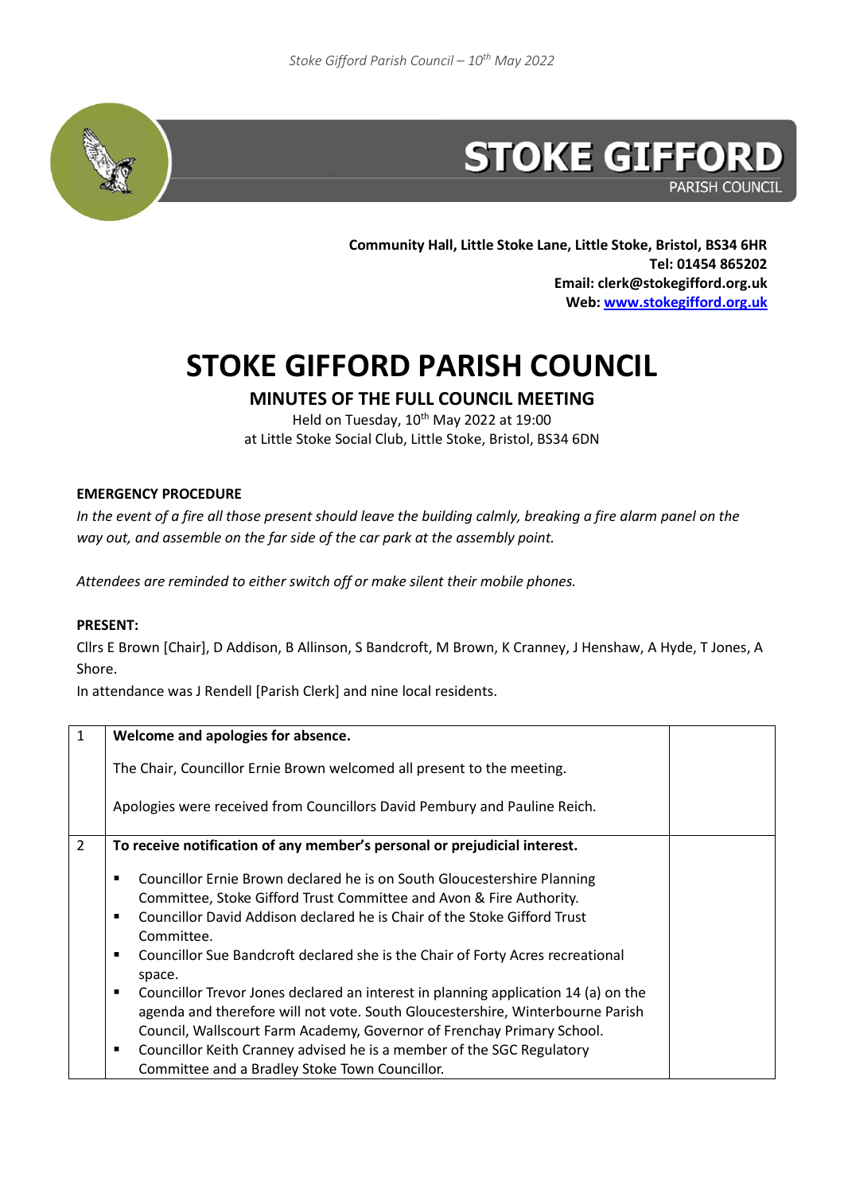**Community Hall, Little Stoke Lane, Little Stoke, Bristol, BS34 6HR**
**Tel: 01454 865202**
**Email: clerk@stokegifford.org.uk**
**Web: www.stokegifford.org.uk**

# STOKE GIFFORD PARISH COUNCIL

## MINUTES OF THE FULL COUNCIL MEETING

Held on Tuesday, 10th May 2022 at 19:00
at Little Stoke Social Club, Little Stoke, Bristol, BS34 6DN

**EMERGENCY PROCEDURE**

*In the event of a fire all those present should leave the building calmly, breaking a fire alarm panel on the way out, and assemble on the far side of the car park at the assembly point.*

*Attendees are reminded to either switch off or make silent their mobile phones.*

**PRESENT:**

Cllrs E Brown [Chair], D Addison, B Allinson, S Bandcroft, M Brown, K Cranney, J Henshaw, A Hyde, T Jones, A Shore.

In attendance was J Rendell [Parish Clerk] and nine local residents.

| | | |
|---|---|---|
| 1 | **Welcome and apologies for absence.**<br><br>The Chair, Councillor Ernie Brown welcomed all present to the meeting.<br><br>Apologies were received from Councillors David Pembury and Pauline Reich. | |
| 2 | **To receive notification of any member's personal or prejudicial interest.**<br><br>▪ Councillor Ernie Brown declared he is on South Gloucestershire Planning Committee, Stoke Gifford Trust Committee and Avon & Fire Authority.<br>▪ Councillor David Addison declared he is Chair of the Stoke Gifford Trust Committee.<br>▪ Councillor Sue Bandcroft declared she is the Chair of Forty Acres recreational space.<br>▪ Councillor Trevor Jones declared an interest in planning application 14 (a) on the agenda and therefore will not vote. South Gloucestershire, Winterbourne Parish Council, Wallscourt Farm Academy, Governor of Frenchay Primary School.<br>▪ Councillor Keith Cranney advised he is a member of the SGC Regulatory Committee and a Bradley Stoke Town Councillor. | |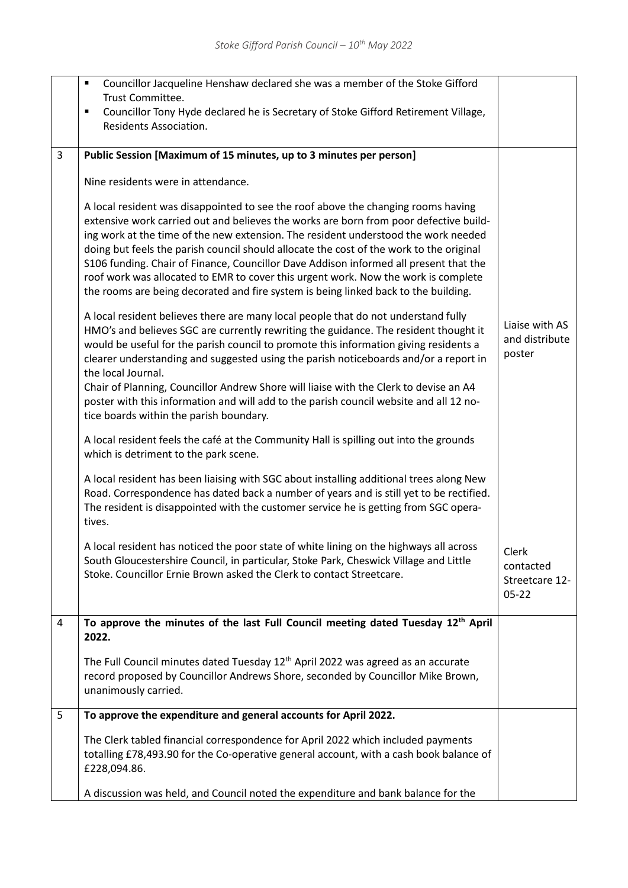| | | |
|---|---|---|
| | ▪ Councillor Jacqueline Henshaw declared she was a member of the Stoke Gifford Trust Committee.<br>▪ Councillor Tony Hyde declared he is Secretary of Stoke Gifford Retirement Village, Residents Association. | |
| 3 | **Public Session [Maximum of 15 minutes, up to 3 minutes per person]**<br><br>Nine residents were in attendance.<br><br>A local resident was disappointed to see the roof above the changing rooms having extensive work carried out and believes the works are born from poor defective building work at the time of the new extension. The resident understood the work needed doing but feels the parish council should allocate the cost of the work to the original S106 funding. Chair of Finance, Councillor Dave Addison informed all present that the roof work was allocated to EMR to cover this urgent work. Now the work is complete the rooms are being decorated and fire system is being linked back to the building.<br><br>A local resident believes there are many local people that do not understand fully HMO's and believes SGC are currently rewriting the guidance. The resident thought it would be useful for the parish council to promote this information giving residents a clearer understanding and suggested using the parish noticeboards and/or a report in the local Journal.<br>Chair of Planning, Councillor Andrew Shore will liaise with the Clerk to devise an A4 poster with this information and will add to the parish council website and all 12 notice boards within the parish boundary.<br><br>A local resident feels the café at the Community Hall is spilling out into the grounds which is detriment to the park scene.<br><br>A local resident has been liaising with SGC about installing additional trees along New Road. Correspondence has dated back a number of years and is still yet to be rectified. The resident is disappointed with the customer service he is getting from SGC operatives.<br><br>A local resident has noticed the poor state of white lining on the highways all across South Gloucestershire Council, in particular, Stoke Park, Cheswick Village and Little Stoke. Councillor Ernie Brown asked the Clerk to contact Streetcare. | Liaise with AS and distribute poster<br><br>Clerk contacted Streetcare 12-05-22 |
| 4 | **To approve the minutes of the last Full Council meeting dated Tuesday 12th April 2022.**<br><br>The Full Council minutes dated Tuesday 12th April 2022 was agreed as an accurate record proposed by Councillor Andrews Shore, seconded by Councillor Mike Brown, unanimously carried. | |
| 5 | **To approve the expenditure and general accounts for April 2022.**<br><br>The Clerk tabled financial correspondence for April 2022 which included payments totalling £78,493.90 for the Co-operative general account, with a cash book balance of £228,094.86.<br><br>A discussion was held, and Council noted the expenditure and bank balance for the | |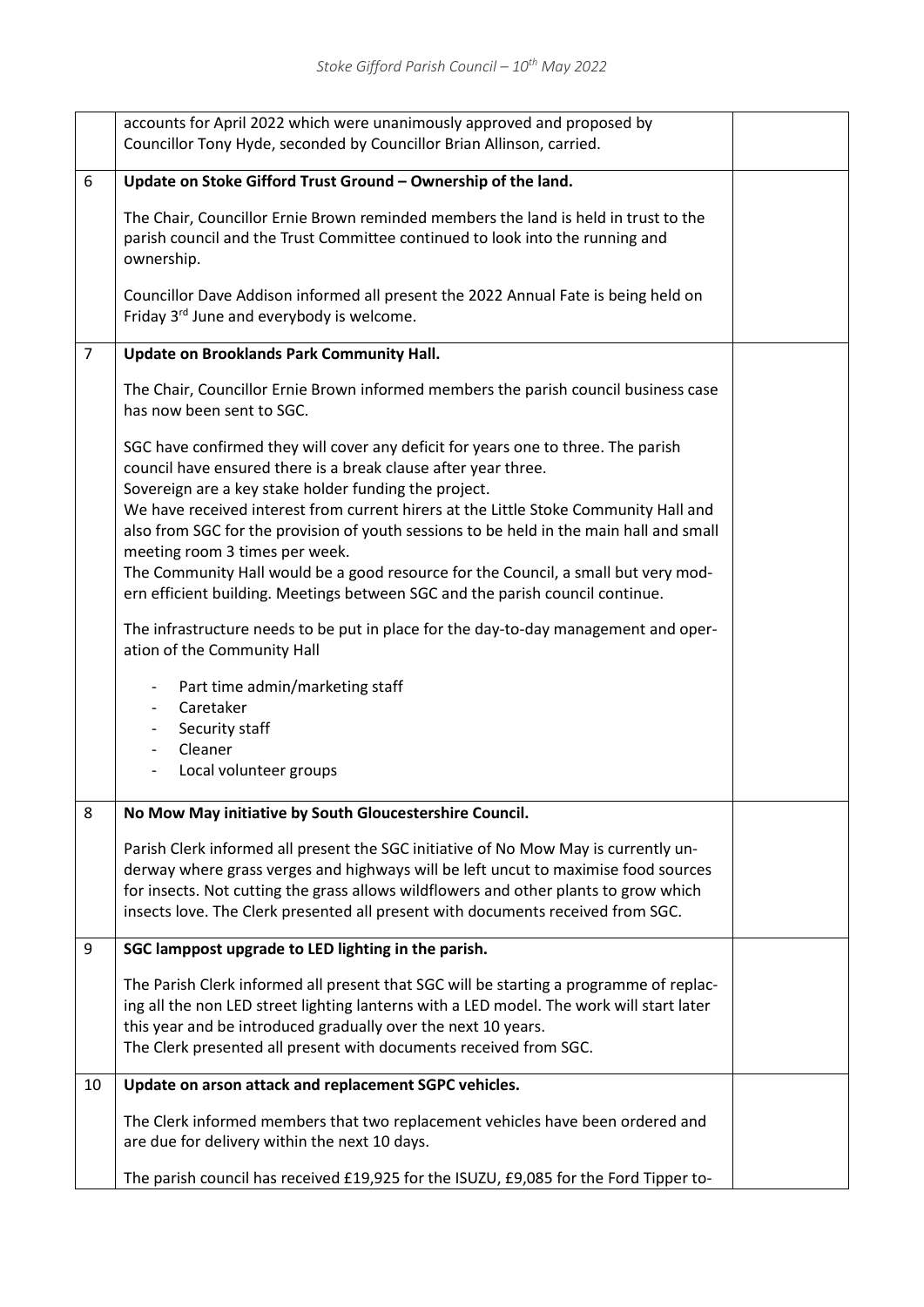| | | |
|---|---|---|
| | accounts for April 2022 which were unanimously approved and proposed by Councillor Tony Hyde, seconded by Councillor Brian Allinson, carried. | |
| 6 | **Update on Stoke Gifford Trust Ground – Ownership of the land.**<br><br>The Chair, Councillor Ernie Brown reminded members the land is held in trust to the parish council and the Trust Committee continued to look into the running and ownership.<br><br>Councillor Dave Addison informed all present the 2022 Annual Fate is being held on Friday 3rd June and everybody is welcome. | |
| 7 | **Update on Brooklands Park Community Hall.**<br><br>The Chair, Councillor Ernie Brown informed members the parish council business case has now been sent to SGC.<br><br>SGC have confirmed they will cover any deficit for years one to three. The parish council have ensured there is a break clause after year three.<br>Sovereign are a key stake holder funding the project.<br>We have received interest from current hirers at the Little Stoke Community Hall and also from SGC for the provision of youth sessions to be held in the main hall and small meeting room 3 times per week.<br>The Community Hall would be a good resource for the Council, a small but very modern efficient building. Meetings between SGC and the parish council continue.<br><br>The infrastructure needs to be put in place for the day-to-day management and operation of the Community Hall<br><br>- Part time admin/marketing staff<br>- Caretaker<br>- Security staff<br>- Cleaner<br>- Local volunteer groups | |
| 8 | **No Mow May initiative by South Gloucestershire Council.**<br><br>Parish Clerk informed all present the SGC initiative of No Mow May is currently underway where grass verges and highways will be left uncut to maximise food sources for insects. Not cutting the grass allows wildflowers and other plants to grow which insects love. The Clerk presented all present with documents received from SGC. | |
| 9 | **SGC lamppost upgrade to LED lighting in the parish.**<br><br>The Parish Clerk informed all present that SGC will be starting a programme of replacing all the non LED street lighting lanterns with a LED model. The work will start later this year and be introduced gradually over the next 10 years.<br>The Clerk presented all present with documents received from SGC. | |
| 10 | **Update on arson attack and replacement SGPC vehicles.**<br><br>The Clerk informed members that two replacement vehicles have been ordered and are due for delivery within the next 10 days.<br><br>The parish council has received £19,925 for the ISUZU, £9,085 for the Ford Tipper to- | |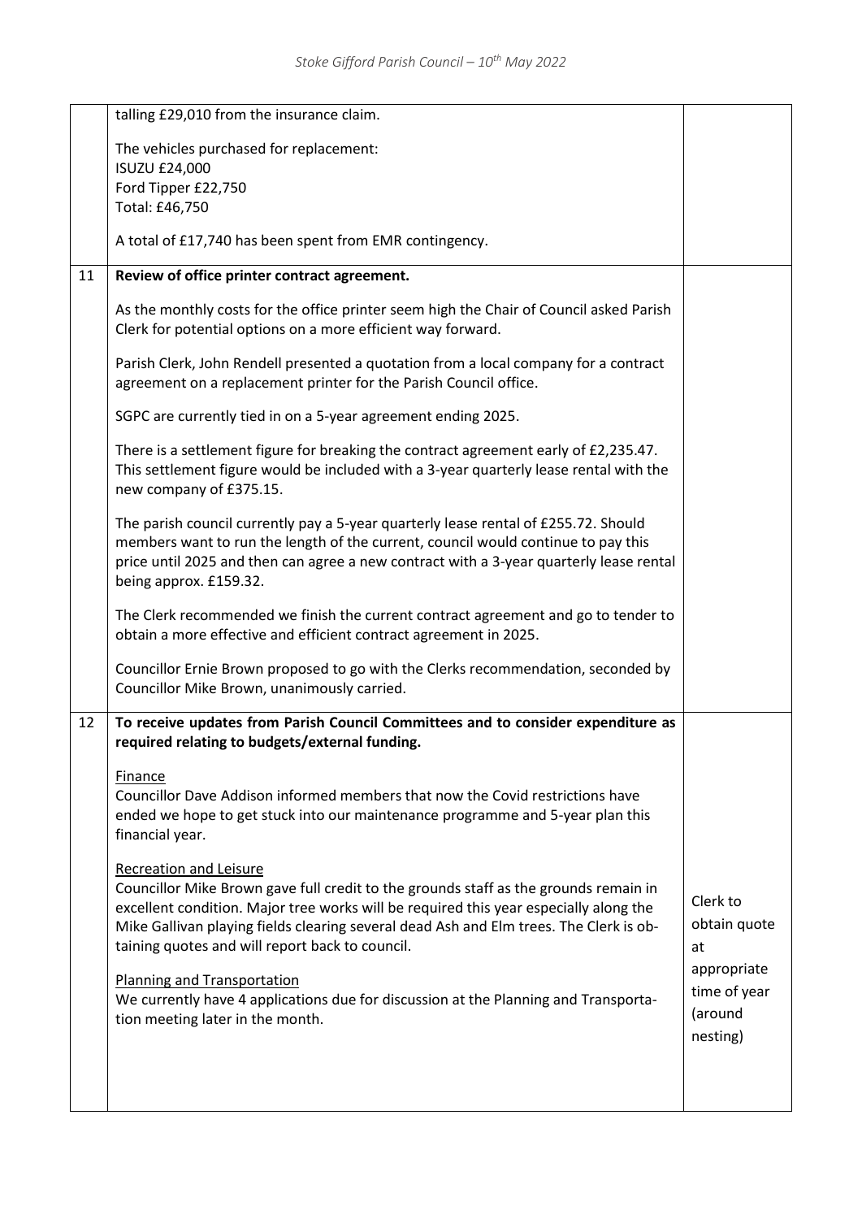| | | |
|---|---|---|
| | talling £29,010 from the insurance claim.<br><br>The vehicles purchased for replacement:<br>ISUZU £24,000<br>Ford Tipper £22,750<br>Total: £46,750<br><br>A total of £17,740 has been spent from EMR contingency. | |
| 11 | **Review of office printer contract agreement.**<br><br>As the monthly costs for the office printer seem high the Chair of Council asked Parish Clerk for potential options on a more efficient way forward.<br><br>Parish Clerk, John Rendell presented a quotation from a local company for a contract agreement on a replacement printer for the Parish Council office.<br><br>SGPC are currently tied in on a 5-year agreement ending 2025.<br><br>There is a settlement figure for breaking the contract agreement early of £2,235.47. This settlement figure would be included with a 3-year quarterly lease rental with the new company of £375.15.<br><br>The parish council currently pay a 5-year quarterly lease rental of £255.72. Should members want to run the length of the current, council would continue to pay this price until 2025 and then can agree a new contract with a 3-year quarterly lease rental being approx. £159.32.<br><br>The Clerk recommended we finish the current contract agreement and go to tender to obtain a more effective and efficient contract agreement in 2025.<br><br>Councillor Ernie Brown proposed to go with the Clerks recommendation, seconded by Councillor Mike Brown, unanimously carried. | |
| 12 | **To receive updates from Parish Council Committees and to consider expenditure as required relating to budgets/external funding.**<br><br>Finance<br>Councillor Dave Addison informed members that now the Covid restrictions have ended we hope to get stuck into our maintenance programme and 5-year plan this financial year.<br><br>Recreation and Leisure<br>Councillor Mike Brown gave full credit to the grounds staff as the grounds remain in excellent condition. Major tree works will be required this year especially along the Mike Gallivan playing fields clearing several dead Ash and Elm trees. The Clerk is obtaining quotes and will report back to council.<br><br>Planning and Transportation<br>We currently have 4 applications due for discussion at the Planning and Transportation meeting later in the month. | Clerk to obtain quote at appropriate time of year (around nesting) |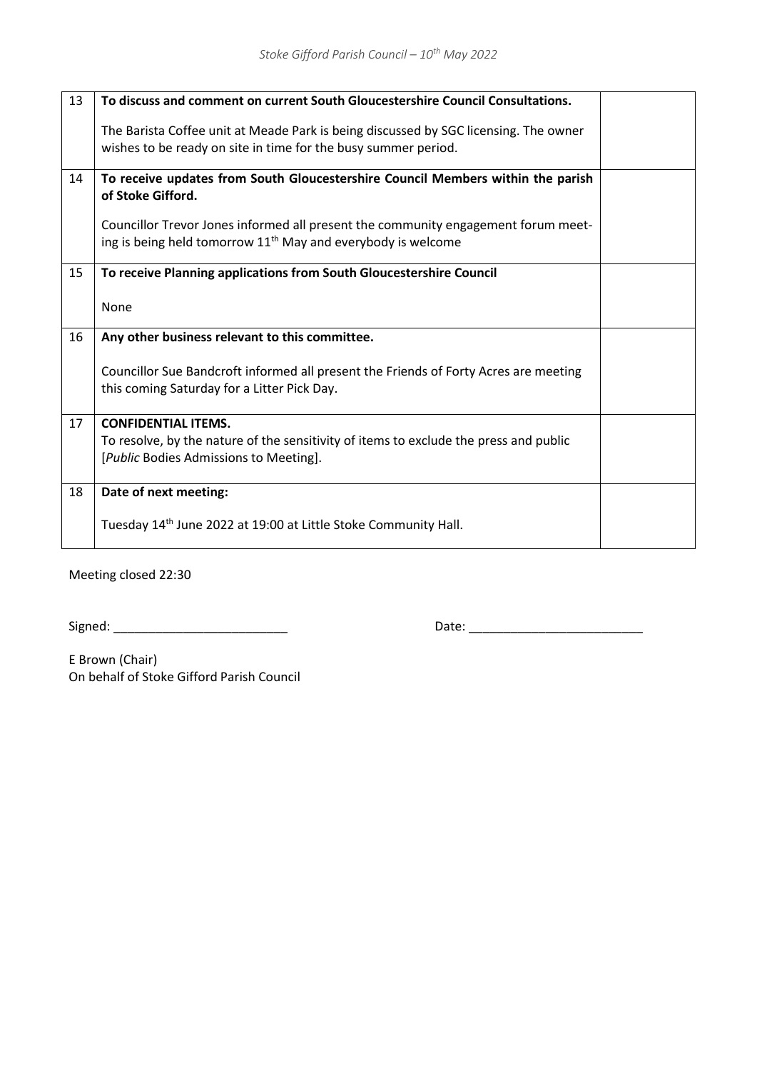| | | |
|---|---|---|
| 13 | **To discuss and comment on current South Gloucestershire Council Consultations.**<br><br>The Barista Coffee unit at Meade Park is being discussed by SGC licensing. The owner wishes to be ready on site in time for the busy summer period. | |
| 14 | **To receive updates from South Gloucestershire Council Members within the parish of Stoke Gifford.**<br><br>Councillor Trevor Jones informed all present the community engagement forum meeting is being held tomorrow 11th May and everybody is welcome | |
| 15 | **To receive Planning applications from South Gloucestershire Council**<br><br>None | |
| 16 | **Any other business relevant to this committee.**<br><br>Councillor Sue Bandcroft informed all present the Friends of Forty Acres are meeting this coming Saturday for a Litter Pick Day. | |
| 17 | **CONFIDENTIAL ITEMS.**<br>To resolve, by the nature of the sensitivity of items to exclude the press and public [*Public* Bodies Admissions to Meeting]. | |
| 18 | **Date of next meeting:**<br><br>Tuesday 14th June 2022 at 19:00 at Little Stoke Community Hall. | |

Meeting closed 22:30

Signed: _________________________ Date: _________________________

E Brown (Chair)
On behalf of Stoke Gifford Parish Council